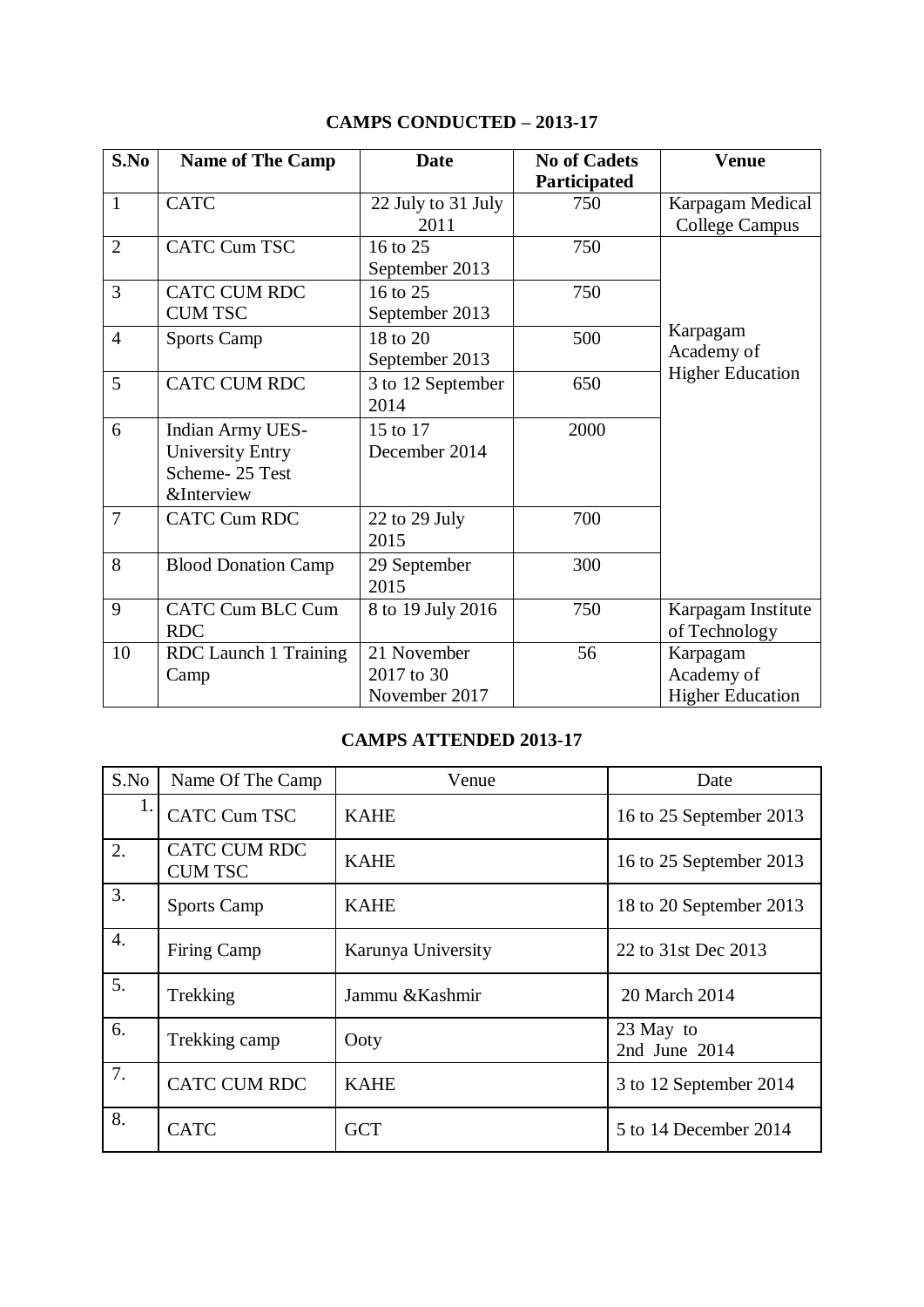## CAMPS CONDUCTED – 2013-17

| S.No | Name of The Camp | Date | No of Cadets Participated | Venue |
|---|---|---|---|---|
| 1 | CATC | 22 July to 31 July 2011 | 750 | Karpagam Medical College Campus |
| 2 | CATC Cum TSC | 16 to 25 September 2013 | 750 | Karpagam Academy of Higher Education |
| 3 | CATC CUM RDC CUM TSC | 16 to 25 September 2013 | 750 | |
| 4 | Sports Camp | 18 to 20 September 2013 | 500 | |
| 5 | CATC CUM RDC | 3 to 12 September 2014 | 650 | |
| 6 | Indian Army UES-University Entry Scheme- 25 Test &Interview | 15 to 17 December 2014 | 2000 | |
| 7 | CATC Cum RDC | 22 to 29 July 2015 | 700 | |
| 8 | Blood Donation Camp | 29 September 2015 | 300 | |
| 9 | CATC Cum BLC Cum RDC | 8 to 19 July 2016 | 750 | Karpagam Institute of Technology |
| 10 | RDC Launch 1 Training Camp | 21 November 2017 to 30 November 2017 | 56 | Karpagam Academy of Higher Education |

## CAMPS ATTENDED 2013-17

| S.No | Name Of The Camp | Venue | Date |
|---|---|---|---|
| 1. | CATC Cum TSC | KAHE | 16 to 25 September 2013 |
| 2. | CATC CUM RDC CUM TSC | KAHE | 16 to 25 September 2013 |
| 3. | Sports Camp | KAHE | 18 to 20 September 2013 |
| 4. | Firing Camp | Karunya University | 22 to 31st Dec 2013 |
| 5. | Trekking | Jammu &Kashmir | 20 March 2014 |
| 6. | Trekking camp | Ooty | 23 May to 2nd June 2014 |
| 7. | CATC CUM RDC | KAHE | 3 to 12 September 2014 |
| 8. | CATC | GCT | 5 to 14 December 2014 |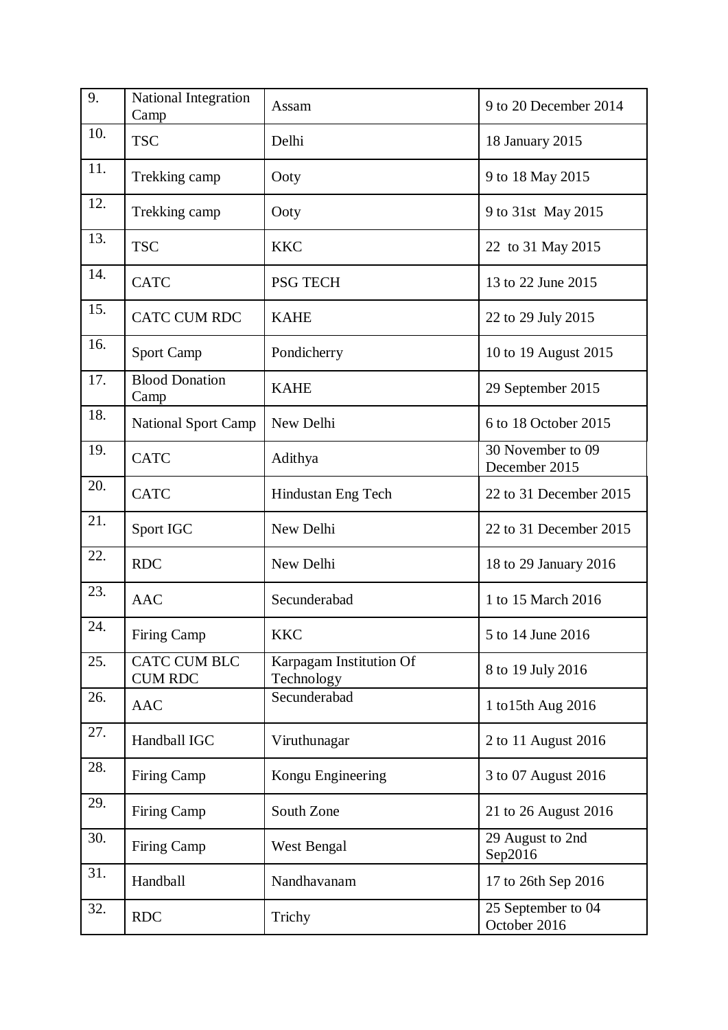| 9. | National Integration Camp | Assam | 9 to 20 December 2014 |
|---|---|---|---|
| 10. | TSC | Delhi | 18 January 2015 |
| 11. | Trekking camp | Ooty | 9 to 18 May 2015 |
| 12. | Trekking camp | Ooty | 9 to 31st May 2015 |
| 13. | TSC | KKC | 22 to 31 May 2015 |
| 14. | CATC | PSG TECH | 13 to 22 June 2015 |
| 15. | CATC CUM RDC | KAHE | 22 to 29 July 2015 |
| 16. | Sport Camp | Pondicherry | 10 to 19 August 2015 |
| 17. | Blood Donation Camp | KAHE | 29 September 2015 |
| 18. | National Sport Camp | New Delhi | 6 to 18 October 2015 |
| 19. | CATC | Adithya | 30 November to 09 December 2015 |
| 20. | CATC | Hindustan Eng Tech | 22 to 31 December 2015 |
| 21. | Sport IGC | New Delhi | 22 to 31 December 2015 |
| 22. | RDC | New Delhi | 18 to 29 January 2016 |
| 23. | AAC | Secunderabad | 1 to 15 March 2016 |
| 24. | Firing Camp | KKC | 5 to 14 June 2016 |
| 25. | CATC CUM BLC CUM RDC | Karpagam Institution Of Technology | 8 to 19 July 2016 |
| 26. | AAC | Secunderabad | 1 to15th Aug 2016 |
| 27. | Handball IGC | Viruthunagar | 2 to 11 August 2016 |
| 28. | Firing Camp | Kongu Engineering | 3 to 07 August 2016 |
| 29. | Firing Camp | South Zone | 21 to 26 August 2016 |
| 30. | Firing Camp | West Bengal | 29 August to 2nd Sep2016 |
| 31. | Handball | Nandhavanam | 17 to 26th Sep 2016 |
| 32. | RDC | Trichy | 25 September to 04 October 2016 |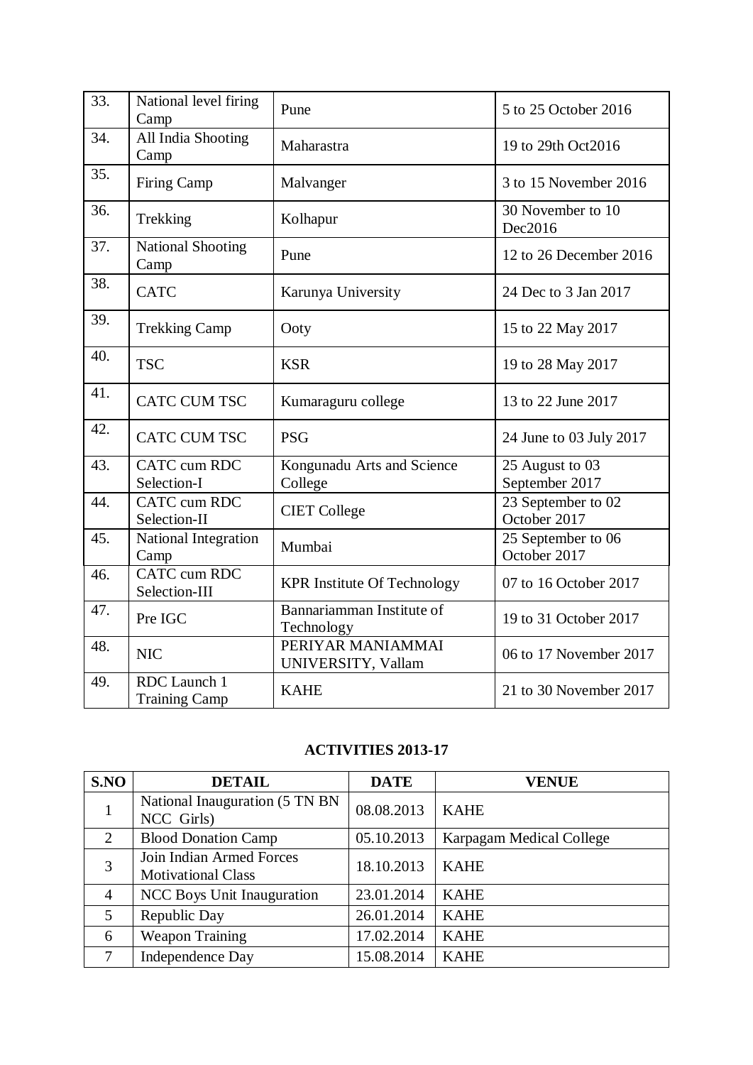| | | | |
|---|---|---|---|
| 33. | National level firing Camp | Pune | 5 to 25 October 2016 |
| 34. | All India Shooting Camp | Maharastra | 19 to 29th Oct2016 |
| 35. | Firing Camp | Malvanger | 3 to 15 November 2016 |
| 36. | Trekking | Kolhapur | 30 November to 10 Dec2016 |
| 37. | National Shooting Camp | Pune | 12 to 26 December 2016 |
| 38. | CATC | Karunya University | 24 Dec to 3 Jan 2017 |
| 39. | Trekking Camp | Ooty | 15 to 22 May 2017 |
| 40. | TSC | KSR | 19 to 28 May 2017 |
| 41. | CATC CUM TSC | Kumaraguru college | 13 to 22 June 2017 |
| 42. | CATC CUM TSC | PSG | 24 June to 03 July 2017 |
| 43. | CATC cum RDC Selection-I | Kongunadu Arts and Science College | 25 August to 03 September 2017 |
| 44. | CATC cum RDC Selection-II | CIET College | 23 September to 02 October 2017 |
| 45. | National Integration Camp | Mumbai | 25 September to 06 October 2017 |
| 46. | CATC cum RDC Selection-III | KPR Institute Of Technology | 07 to 16 October 2017 |
| 47. | Pre IGC | Bannariamman Institute of Technology | 19 to 31 October 2017 |
| 48. | NIC | PERIYAR MANIAMMAI UNIVERSITY, Vallam | 06 to 17 November 2017 |
| 49. | RDC Launch 1 Training Camp | KAHE | 21 to 30 November 2017 |

## ACTIVITIES 2013-17

| S.NO | DETAIL | DATE | VENUE |
|---|---|---|---|
| 1 | National Inauguration (5 TN BN NCC Girls) | 08.08.2013 | KAHE |
| 2 | Blood Donation Camp | 05.10.2013 | Karpagam Medical College |
| 3 | Join Indian Armed Forces Motivational Class | 18.10.2013 | KAHE |
| 4 | NCC Boys Unit Inauguration | 23.01.2014 | KAHE |
| 5 | Republic Day | 26.01.2014 | KAHE |
| 6 | Weapon Training | 17.02.2014 | KAHE |
| 7 | Independence Day | 15.08.2014 | KAHE |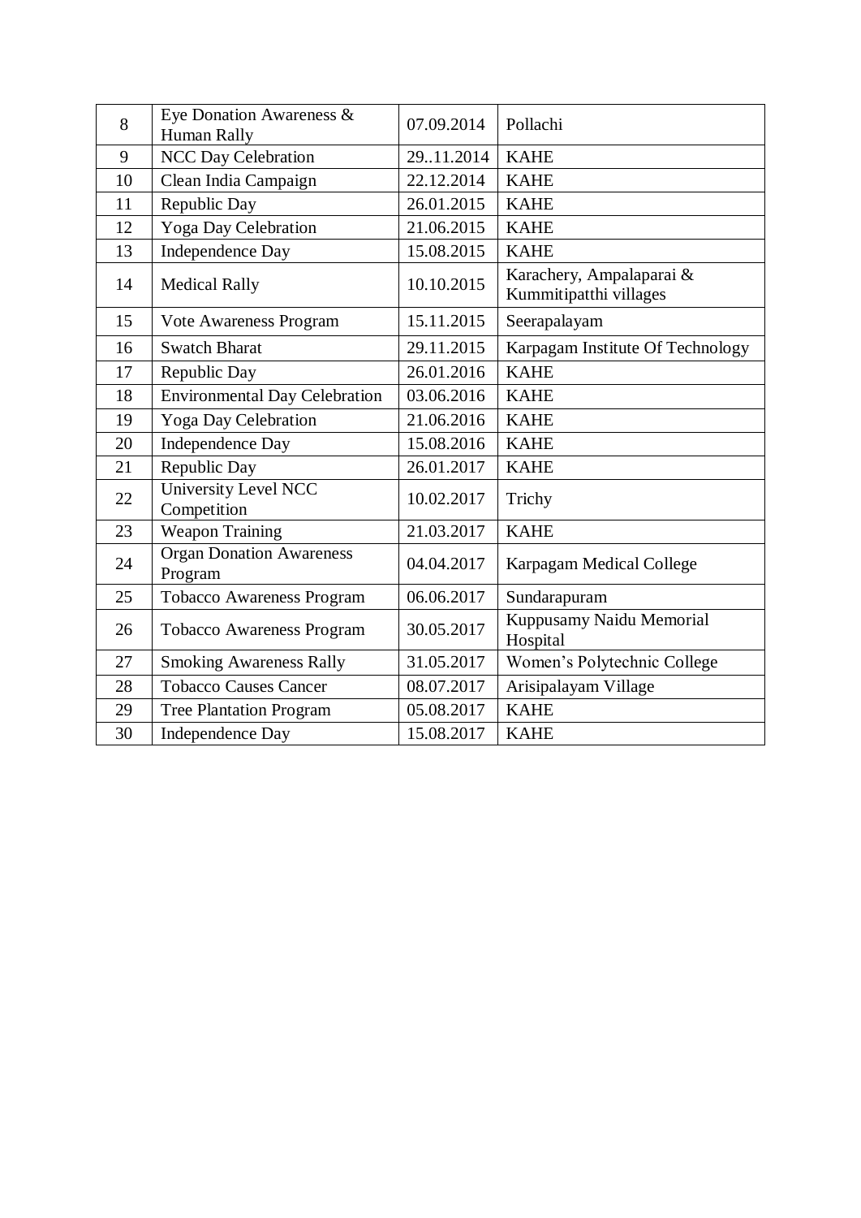| | | | |
|---|---|---|---|
| 8 | Eye Donation Awareness & Human Rally | 07.09.2014 | Pollachi |
| 9 | NCC Day Celebration | 29..11.2014 | KAHE |
| 10 | Clean India Campaign | 22.12.2014 | KAHE |
| 11 | Republic Day | 26.01.2015 | KAHE |
| 12 | Yoga Day Celebration | 21.06.2015 | KAHE |
| 13 | Independence Day | 15.08.2015 | KAHE |
| 14 | Medical Rally | 10.10.2015 | Karachery, Ampalaparai & Kummitipatthi villages |
| 15 | Vote Awareness Program | 15.11.2015 | Seerapalayam |
| 16 | Swatch Bharat | 29.11.2015 | Karpagam Institute Of Technology |
| 17 | Republic Day | 26.01.2016 | KAHE |
| 18 | Environmental Day Celebration | 03.06.2016 | KAHE |
| 19 | Yoga Day Celebration | 21.06.2016 | KAHE |
| 20 | Independence Day | 15.08.2016 | KAHE |
| 21 | Republic Day | 26.01.2017 | KAHE |
| 22 | University Level NCC Competition | 10.02.2017 | Trichy |
| 23 | Weapon Training | 21.03.2017 | KAHE |
| 24 | Organ Donation Awareness Program | 04.04.2017 | Karpagam Medical College |
| 25 | Tobacco Awareness Program | 06.06.2017 | Sundarapuram |
| 26 | Tobacco Awareness Program | 30.05.2017 | Kuppusamy Naidu Memorial Hospital |
| 27 | Smoking Awareness Rally | 31.05.2017 | Women's Polytechnic College |
| 28 | Tobacco Causes Cancer | 08.07.2017 | Arisipalayam Village |
| 29 | Tree Plantation Program | 05.08.2017 | KAHE |
| 30 | Independence Day | 15.08.2017 | KAHE |